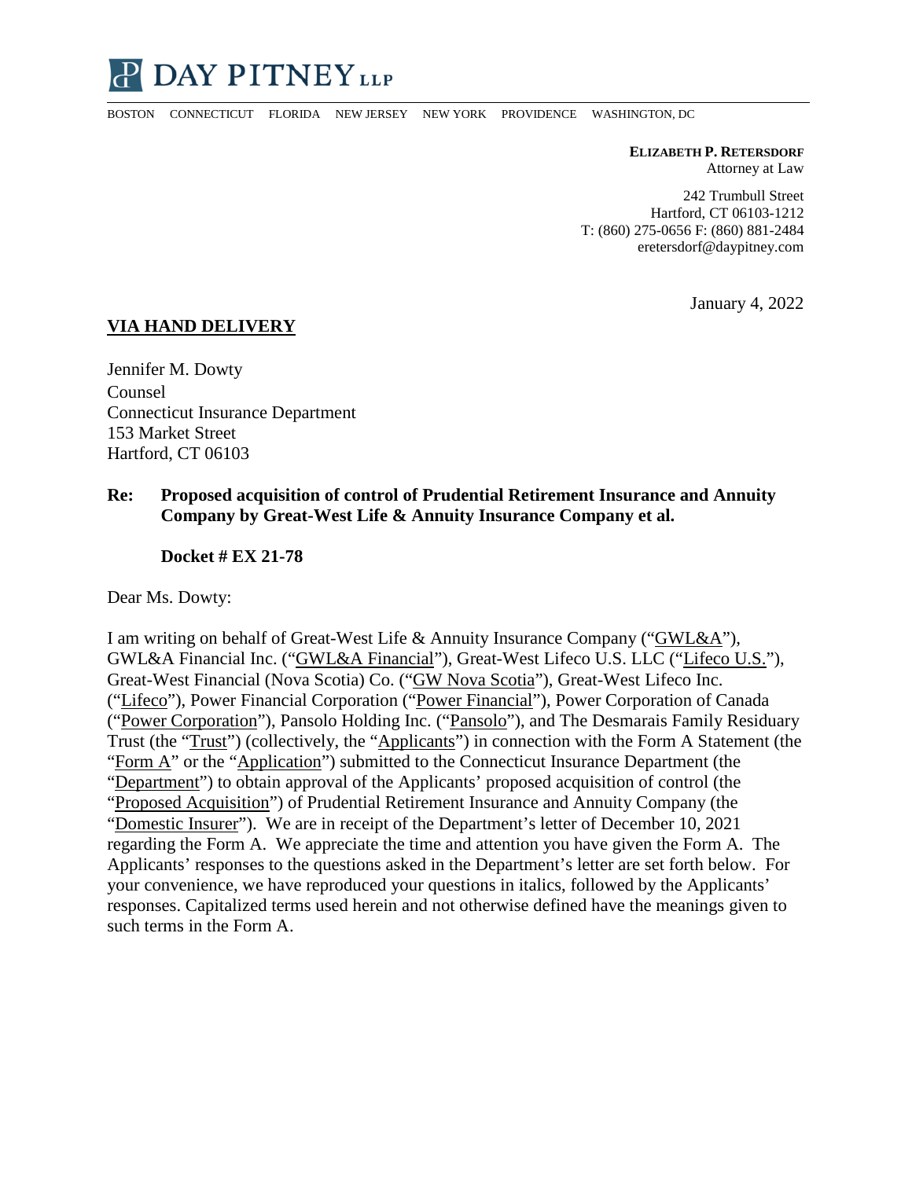# DAY PITNEY LLP

BOSTON CONNECTICUT FLORIDA NEW JERSEY NEW YORK PROVIDENCE WASHINGTON, DC

**ELIZABETH P. RETERSDORF**
Attorney at Law

242 Trumbull Street
Hartford, CT 06103-1212
T: (860) 275-0656 F: (860) 881-2484
eretersdorf@daypitney.com

January 4, 2022

**VIA HAND DELIVERY**

Jennifer M. Dowty
Counsel
Connecticut Insurance Department
153 Market Street
Hartford, CT 06103

**Re: Proposed acquisition of control of Prudential Retirement Insurance and Annuity Company by Great-West Life & Annuity Insurance Company et al.**

**Docket # EX 21-78**

Dear Ms. Dowty:

I am writing on behalf of Great-West Life & Annuity Insurance Company ("GWL&A"), GWL&A Financial Inc. ("GWL&A Financial"), Great-West Lifeco U.S. LLC ("Lifeco U.S."), Great-West Financial (Nova Scotia) Co. ("GW Nova Scotia"), Great-West Lifeco Inc. ("Lifeco"), Power Financial Corporation ("Power Financial"), Power Corporation of Canada ("Power Corporation"), Pansolo Holding Inc. ("Pansolo"), and The Desmarais Family Residuary Trust (the "Trust") (collectively, the "Applicants") in connection with the Form A Statement (the "Form A" or the "Application") submitted to the Connecticut Insurance Department (the "Department") to obtain approval of the Applicants' proposed acquisition of control (the "Proposed Acquisition") of Prudential Retirement Insurance and Annuity Company (the "Domestic Insurer"). We are in receipt of the Department's letter of December 10, 2021 regarding the Form A. We appreciate the time and attention you have given the Form A. The Applicants' responses to the questions asked in the Department's letter are set forth below. For your convenience, we have reproduced your questions in italics, followed by the Applicants' responses. Capitalized terms used herein and not otherwise defined have the meanings given to such terms in the Form A.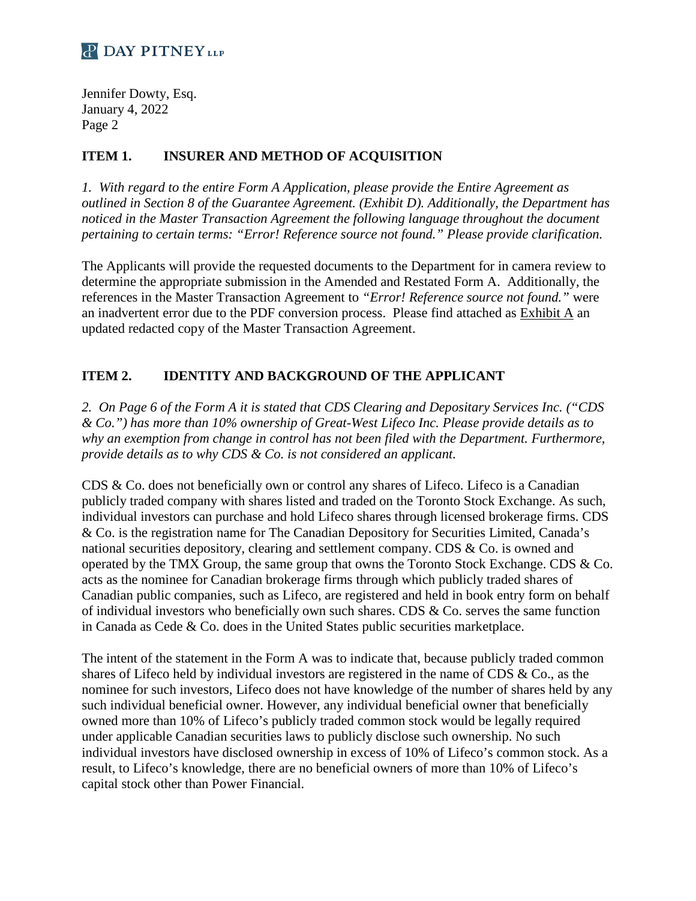## ITEM 1. INSURER AND METHOD OF ACQUISITION

*1. With regard to the entire Form A Application, please provide the Entire Agreement as outlined in Section 8 of the Guarantee Agreement. (Exhibit D). Additionally, the Department has noticed in the Master Transaction Agreement the following language throughout the document pertaining to certain terms: "Error! Reference source not found." Please provide clarification.*

The Applicants will provide the requested documents to the Department for in camera review to determine the appropriate submission in the Amended and Restated Form A. Additionally, the references in the Master Transaction Agreement to *"Error! Reference source not found."* were an inadvertent error due to the PDF conversion process. Please find attached as Exhibit A an updated redacted copy of the Master Transaction Agreement.

## ITEM 2. IDENTITY AND BACKGROUND OF THE APPLICANT

*2. On Page 6 of the Form A it is stated that CDS Clearing and Depositary Services Inc. ("CDS & Co.") has more than 10% ownership of Great-West Lifeco Inc. Please provide details as to why an exemption from change in control has not been filed with the Department. Furthermore, provide details as to why CDS & Co. is not considered an applicant.*

CDS & Co. does not beneficially own or control any shares of Lifeco. Lifeco is a Canadian publicly traded company with shares listed and traded on the Toronto Stock Exchange. As such, individual investors can purchase and hold Lifeco shares through licensed brokerage firms. CDS & Co. is the registration name for The Canadian Depository for Securities Limited, Canada's national securities depository, clearing and settlement company. CDS & Co. is owned and operated by the TMX Group, the same group that owns the Toronto Stock Exchange. CDS & Co. acts as the nominee for Canadian brokerage firms through which publicly traded shares of Canadian public companies, such as Lifeco, are registered and held in book entry form on behalf of individual investors who beneficially own such shares. CDS & Co. serves the same function in Canada as Cede & Co. does in the United States public securities marketplace.

The intent of the statement in the Form A was to indicate that, because publicly traded common shares of Lifeco held by individual investors are registered in the name of CDS & Co., as the nominee for such investors, Lifeco does not have knowledge of the number of shares held by any such individual beneficial owner. However, any individual beneficial owner that beneficially owned more than 10% of Lifeco's publicly traded common stock would be legally required under applicable Canadian securities laws to publicly disclose such ownership. No such individual investors have disclosed ownership in excess of 10% of Lifeco's common stock. As a result, to Lifeco's knowledge, there are no beneficial owners of more than 10% of Lifeco's capital stock other than Power Financial.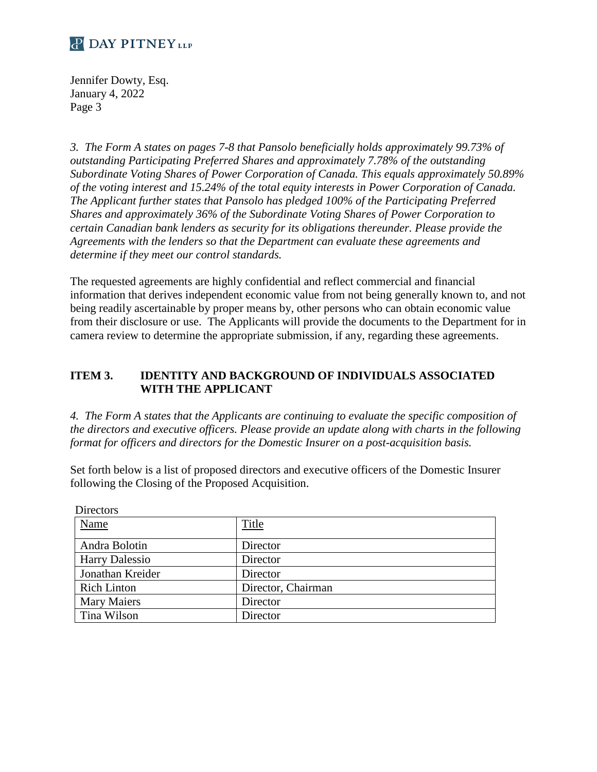*3. The Form A states on pages 7-8 that Pansolo beneficially holds approximately 99.73% of outstanding Participating Preferred Shares and approximately 7.78% of the outstanding Subordinate Voting Shares of Power Corporation of Canada. This equals approximately 50.89% of the voting interest and 15.24% of the total equity interests in Power Corporation of Canada. The Applicant further states that Pansolo has pledged 100% of the Participating Preferred Shares and approximately 36% of the Subordinate Voting Shares of Power Corporation to certain Canadian bank lenders as security for its obligations thereunder. Please provide the Agreements with the lenders so that the Department can evaluate these agreements and determine if they meet our control standards.*

The requested agreements are highly confidential and reflect commercial and financial information that derives independent economic value from not being generally known to, and not being readily ascertainable by proper means by, other persons who can obtain economic value from their disclosure or use. The Applicants will provide the documents to the Department for in camera review to determine the appropriate submission, if any, regarding these agreements.

## ITEM 3. IDENTITY AND BACKGROUND OF INDIVIDUALS ASSOCIATED WITH THE APPLICANT

*4. The Form A states that the Applicants are continuing to evaluate the specific composition of the directors and executive officers. Please provide an update along with charts in the following format for officers and directors for the Domestic Insurer on a post-acquisition basis.*

Set forth below is a list of proposed directors and executive officers of the Domestic Insurer following the Closing of the Proposed Acquisition.

Directors

| Name | Title |
|---|---|
| Andra Bolotin | Director |
| Harry Dalessio | Director |
| Jonathan Kreider | Director |
| Rich Linton | Director, Chairman |
| Mary Maiers | Director |
| Tina Wilson | Director |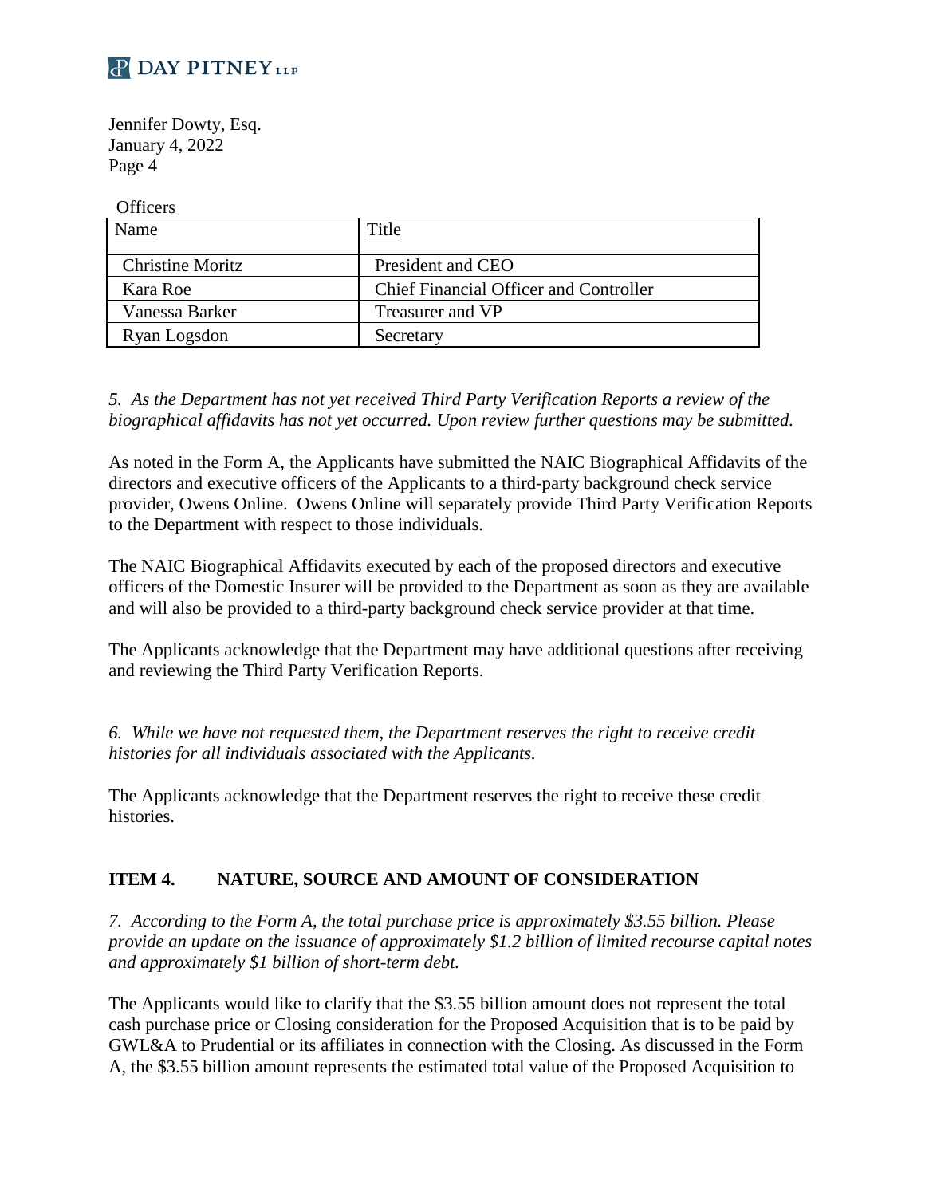Officers

| Name | Title |
|---|---|
| Christine Moritz | President and CEO |
| Kara Roe | Chief Financial Officer and Controller |
| Vanessa Barker | Treasurer and VP |
| Ryan Logsdon | Secretary |

*5. As the Department has not yet received Third Party Verification Reports a review of the biographical affidavits has not yet occurred. Upon review further questions may be submitted.*

As noted in the Form A, the Applicants have submitted the NAIC Biographical Affidavits of the directors and executive officers of the Applicants to a third-party background check service provider, Owens Online. Owens Online will separately provide Third Party Verification Reports to the Department with respect to those individuals.

The NAIC Biographical Affidavits executed by each of the proposed directors and executive officers of the Domestic Insurer will be provided to the Department as soon as they are available and will also be provided to a third-party background check service provider at that time.

The Applicants acknowledge that the Department may have additional questions after receiving and reviewing the Third Party Verification Reports.

*6. While we have not requested them, the Department reserves the right to receive credit histories for all individuals associated with the Applicants.*

The Applicants acknowledge that the Department reserves the right to receive these credit histories.

## ITEM 4. NATURE, SOURCE AND AMOUNT OF CONSIDERATION

*7. According to the Form A, the total purchase price is approximately $3.55 billion. Please provide an update on the issuance of approximately $1.2 billion of limited recourse capital notes and approximately $1 billion of short-term debt.*

The Applicants would like to clarify that the $3.55 billion amount does not represent the total cash purchase price or Closing consideration for the Proposed Acquisition that is to be paid by GWL&A to Prudential or its affiliates in connection with the Closing. As discussed in the Form A, the $3.55 billion amount represents the estimated total value of the Proposed Acquisition to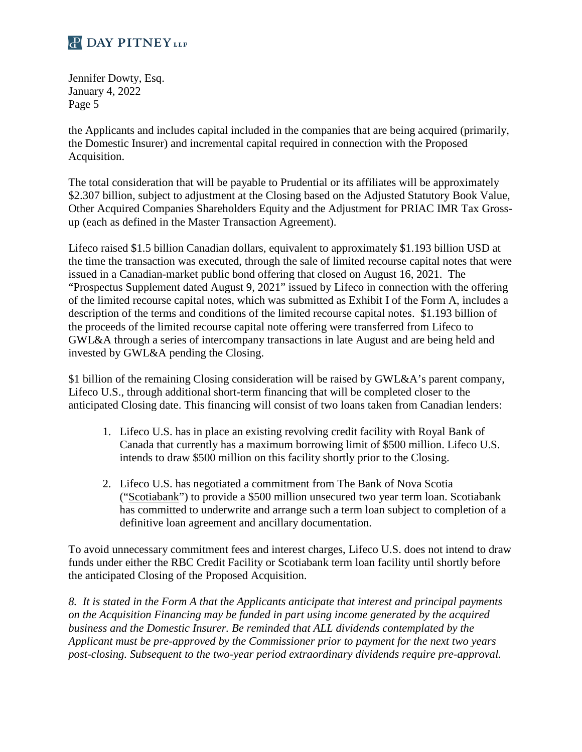the Applicants and includes capital included in the companies that are being acquired (primarily, the Domestic Insurer) and incremental capital required in connection with the Proposed Acquisition.

The total consideration that will be payable to Prudential or its affiliates will be approximately $2.307 billion, subject to adjustment at the Closing based on the Adjusted Statutory Book Value, Other Acquired Companies Shareholders Equity and the Adjustment for PRIAC IMR Tax Gross-up (each as defined in the Master Transaction Agreement).

Lifeco raised $1.5 billion Canadian dollars, equivalent to approximately $1.193 billion USD at the time the transaction was executed, through the sale of limited recourse capital notes that were issued in a Canadian-market public bond offering that closed on August 16, 2021. The "Prospectus Supplement dated August 9, 2021" issued by Lifeco in connection with the offering of the limited recourse capital notes, which was submitted as Exhibit I of the Form A, includes a description of the terms and conditions of the limited recourse capital notes. $1.193 billion of the proceeds of the limited recourse capital note offering were transferred from Lifeco to GWL&A through a series of intercompany transactions in late August and are being held and invested by GWL&A pending the Closing.

$1 billion of the remaining Closing consideration will be raised by GWL&A's parent company, Lifeco U.S., through additional short-term financing that will be completed closer to the anticipated Closing date. This financing will consist of two loans taken from Canadian lenders:

1. Lifeco U.S. has in place an existing revolving credit facility with Royal Bank of Canada that currently has a maximum borrowing limit of $500 million. Lifeco U.S. intends to draw $500 million on this facility shortly prior to the Closing.

2. Lifeco U.S. has negotiated a commitment from The Bank of Nova Scotia ("Scotiabank") to provide a $500 million unsecured two year term loan. Scotiabank has committed to underwrite and arrange such a term loan subject to completion of a definitive loan agreement and ancillary documentation.

To avoid unnecessary commitment fees and interest charges, Lifeco U.S. does not intend to draw funds under either the RBC Credit Facility or Scotiabank term loan facility until shortly before the anticipated Closing of the Proposed Acquisition.

*8. It is stated in the Form A that the Applicants anticipate that interest and principal payments on the Acquisition Financing may be funded in part using income generated by the acquired business and the Domestic Insurer. Be reminded that ALL dividends contemplated by the Applicant must be pre-approved by the Commissioner prior to payment for the next two years post-closing. Subsequent to the two-year period extraordinary dividends require pre-approval.*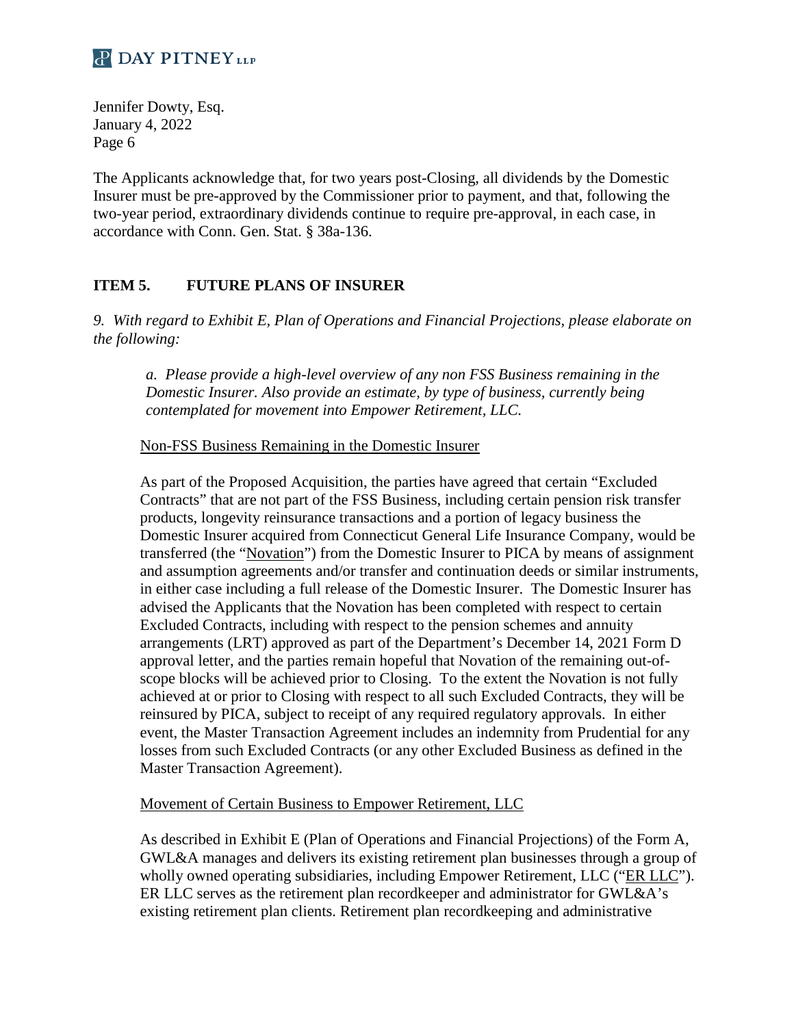The Applicants acknowledge that, for two years post-Closing, all dividends by the Domestic Insurer must be pre-approved by the Commissioner prior to payment, and that, following the two-year period, extraordinary dividends continue to require pre-approval, in each case, in accordance with Conn. Gen. Stat. § 38a-136.

## ITEM 5. FUTURE PLANS OF INSURER

*9. With regard to Exhibit E, Plan of Operations and Financial Projections, please elaborate on the following:*

> *a. Please provide a high-level overview of any non FSS Business remaining in the Domestic Insurer. Also provide an estimate, by type of business, currently being contemplated for movement into Empower Retirement, LLC.*
>
> <u>Non-FSS Business Remaining in the Domestic Insurer</u>
>
> As part of the Proposed Acquisition, the parties have agreed that certain "Excluded Contracts" that are not part of the FSS Business, including certain pension risk transfer products, longevity reinsurance transactions and a portion of legacy business the Domestic Insurer acquired from Connecticut General Life Insurance Company, would be transferred (the "<u>Novation</u>") from the Domestic Insurer to PICA by means of assignment and assumption agreements and/or transfer and continuation deeds or similar instruments, in either case including a full release of the Domestic Insurer. The Domestic Insurer has advised the Applicants that the Novation has been completed with respect to certain Excluded Contracts, including with respect to the pension schemes and annuity arrangements (LRT) approved as part of the Department's December 14, 2021 Form D approval letter, and the parties remain hopeful that Novation of the remaining out-of-scope blocks will be achieved prior to Closing. To the extent the Novation is not fully achieved at or prior to Closing with respect to all such Excluded Contracts, they will be reinsured by PICA, subject to receipt of any required regulatory approvals. In either event, the Master Transaction Agreement includes an indemnity from Prudential for any losses from such Excluded Contracts (or any other Excluded Business as defined in the Master Transaction Agreement).
>
> <u>Movement of Certain Business to Empower Retirement, LLC</u>
>
> As described in Exhibit E (Plan of Operations and Financial Projections) of the Form A, GWL&A manages and delivers its existing retirement plan businesses through a group of wholly owned operating subsidiaries, including Empower Retirement, LLC ("<u>ER LLC</u>"). ER LLC serves as the retirement plan recordkeeper and administrator for GWL&A's existing retirement plan clients. Retirement plan recordkeeping and administrative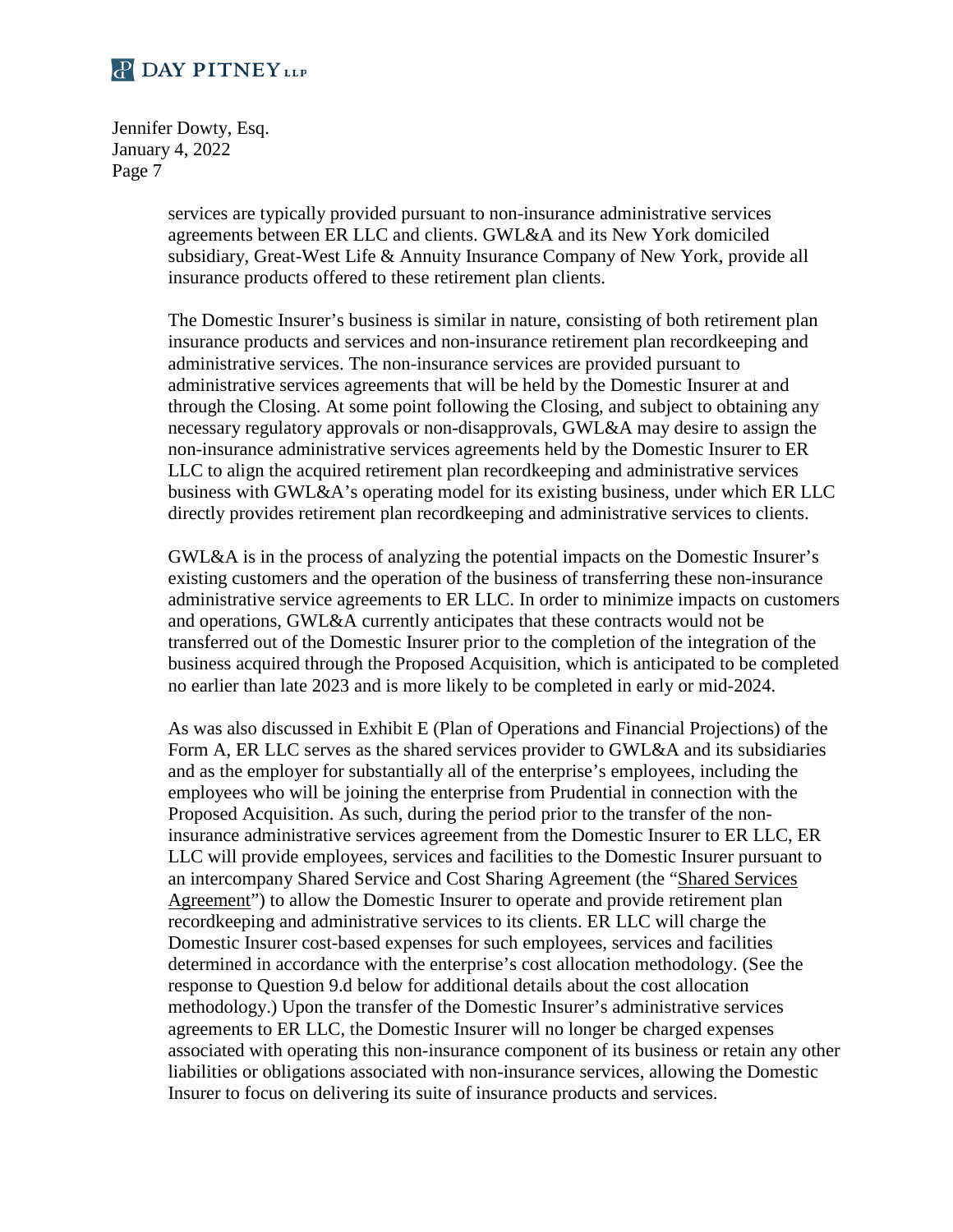services are typically provided pursuant to non-insurance administrative services agreements between ER LLC and clients. GWL&A and its New York domiciled subsidiary, Great-West Life & Annuity Insurance Company of New York, provide all insurance products offered to these retirement plan clients.

The Domestic Insurer's business is similar in nature, consisting of both retirement plan insurance products and services and non-insurance retirement plan recordkeeping and administrative services. The non-insurance services are provided pursuant to administrative services agreements that will be held by the Domestic Insurer at and through the Closing. At some point following the Closing, and subject to obtaining any necessary regulatory approvals or non-disapprovals, GWL&A may desire to assign the non-insurance administrative services agreements held by the Domestic Insurer to ER LLC to align the acquired retirement plan recordkeeping and administrative services business with GWL&A's operating model for its existing business, under which ER LLC directly provides retirement plan recordkeeping and administrative services to clients.

GWL&A is in the process of analyzing the potential impacts on the Domestic Insurer's existing customers and the operation of the business of transferring these non-insurance administrative service agreements to ER LLC. In order to minimize impacts on customers and operations, GWL&A currently anticipates that these contracts would not be transferred out of the Domestic Insurer prior to the completion of the integration of the business acquired through the Proposed Acquisition, which is anticipated to be completed no earlier than late 2023 and is more likely to be completed in early or mid-2024.

As was also discussed in Exhibit E (Plan of Operations and Financial Projections) of the Form A, ER LLC serves as the shared services provider to GWL&A and its subsidiaries and as the employer for substantially all of the enterprise's employees, including the employees who will be joining the enterprise from Prudential in connection with the Proposed Acquisition. As such, during the period prior to the transfer of the non-insurance administrative services agreement from the Domestic Insurer to ER LLC, ER LLC will provide employees, services and facilities to the Domestic Insurer pursuant to an intercompany Shared Service and Cost Sharing Agreement (the "Shared Services Agreement") to allow the Domestic Insurer to operate and provide retirement plan recordkeeping and administrative services to its clients. ER LLC will charge the Domestic Insurer cost-based expenses for such employees, services and facilities determined in accordance with the enterprise's cost allocation methodology. (See the response to Question 9.d below for additional details about the cost allocation methodology.) Upon the transfer of the Domestic Insurer's administrative services agreements to ER LLC, the Domestic Insurer will no longer be charged expenses associated with operating this non-insurance component of its business or retain any other liabilities or obligations associated with non-insurance services, allowing the Domestic Insurer to focus on delivering its suite of insurance products and services.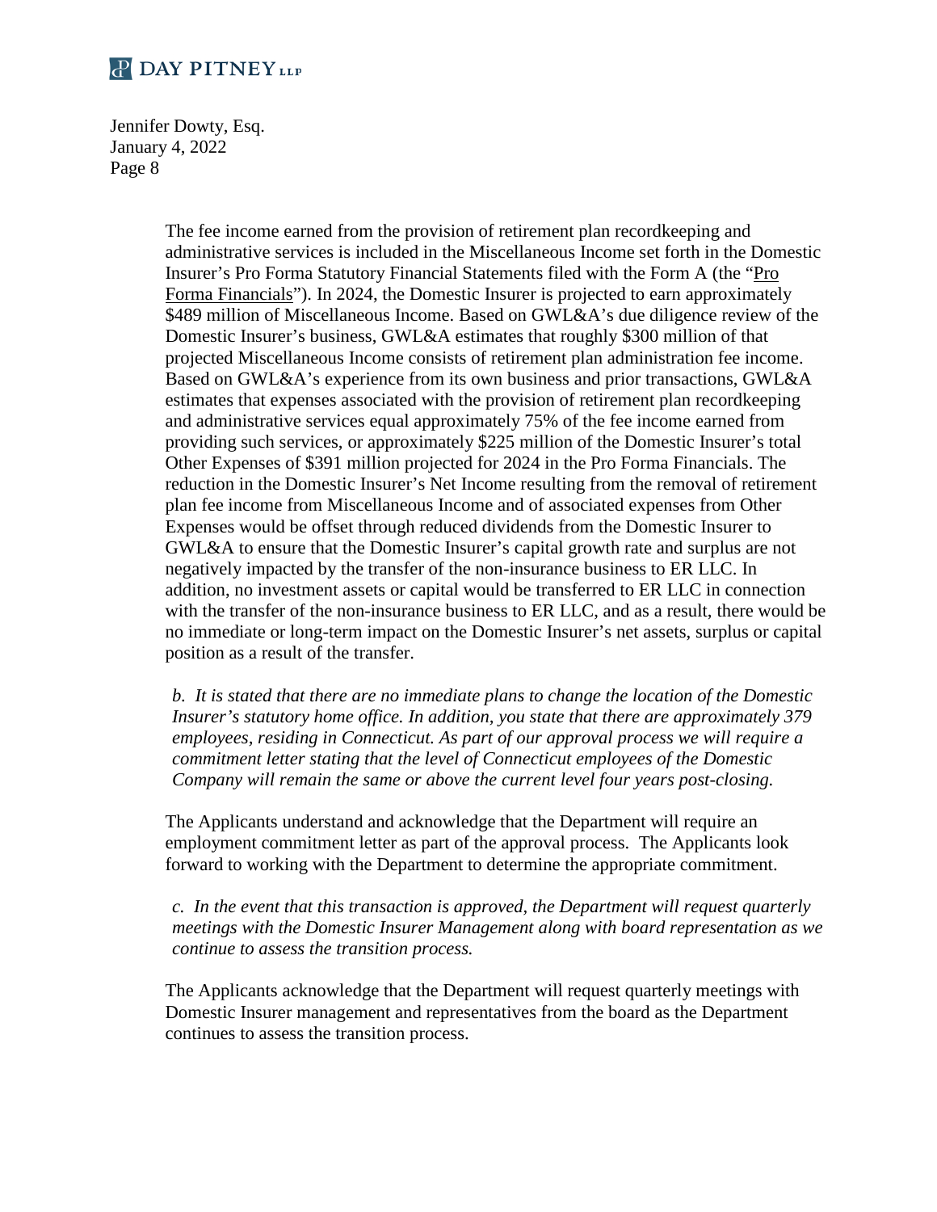The fee income earned from the provision of retirement plan recordkeeping and administrative services is included in the Miscellaneous Income set forth in the Domestic Insurer's Pro Forma Statutory Financial Statements filed with the Form A (the "Pro Forma Financials"). In 2024, the Domestic Insurer is projected to earn approximately $489 million of Miscellaneous Income. Based on GWL&A's due diligence review of the Domestic Insurer's business, GWL&A estimates that roughly $300 million of that projected Miscellaneous Income consists of retirement plan administration fee income. Based on GWL&A's experience from its own business and prior transactions, GWL&A estimates that expenses associated with the provision of retirement plan recordkeeping and administrative services equal approximately 75% of the fee income earned from providing such services, or approximately $225 million of the Domestic Insurer's total Other Expenses of $391 million projected for 2024 in the Pro Forma Financials. The reduction in the Domestic Insurer's Net Income resulting from the removal of retirement plan fee income from Miscellaneous Income and of associated expenses from Other Expenses would be offset through reduced dividends from the Domestic Insurer to GWL&A to ensure that the Domestic Insurer's capital growth rate and surplus are not negatively impacted by the transfer of the non-insurance business to ER LLC. In addition, no investment assets or capital would be transferred to ER LLC in connection with the transfer of the non-insurance business to ER LLC, and as a result, there would be no immediate or long-term impact on the Domestic Insurer's net assets, surplus or capital position as a result of the transfer.

*b. It is stated that there are no immediate plans to change the location of the Domestic Insurer's statutory home office. In addition, you state that there are approximately 379 employees, residing in Connecticut. As part of our approval process we will require a commitment letter stating that the level of Connecticut employees of the Domestic Company will remain the same or above the current level four years post-closing.*

The Applicants understand and acknowledge that the Department will require an employment commitment letter as part of the approval process. The Applicants look forward to working with the Department to determine the appropriate commitment.

*c. In the event that this transaction is approved, the Department will request quarterly meetings with the Domestic Insurer Management along with board representation as we continue to assess the transition process.*

The Applicants acknowledge that the Department will request quarterly meetings with Domestic Insurer management and representatives from the board as the Department continues to assess the transition process.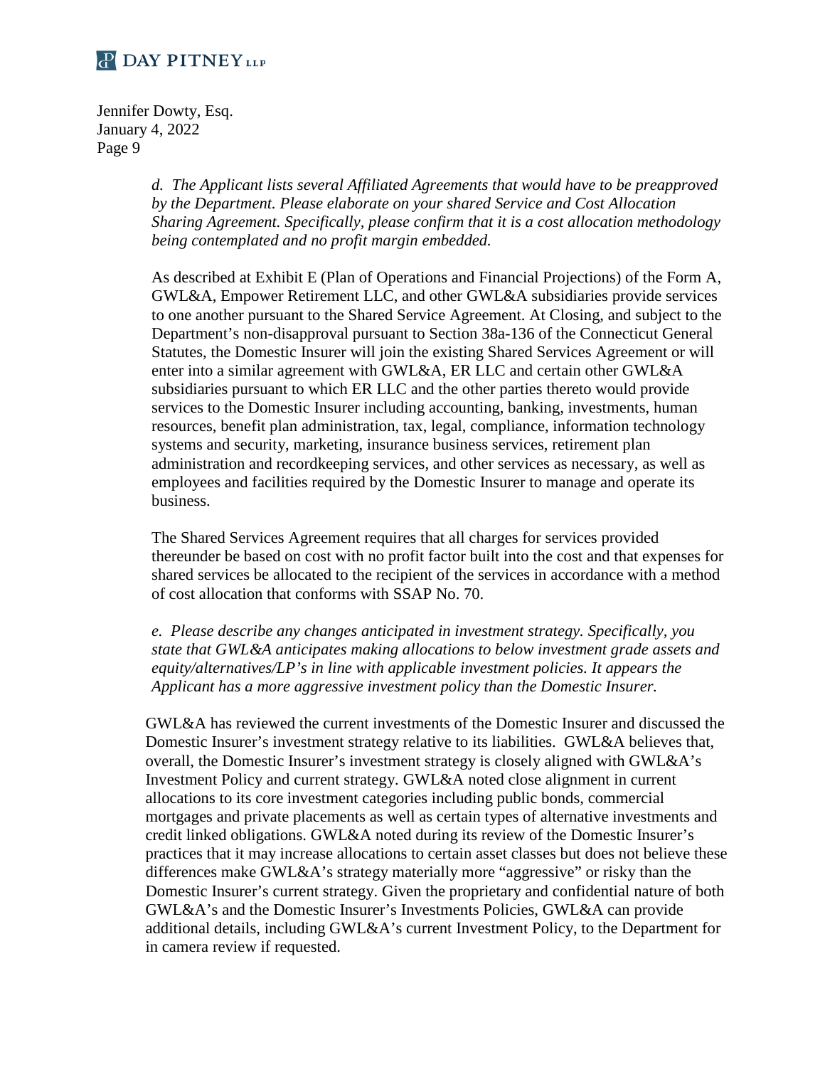*d. The Applicant lists several Affiliated Agreements that would have to be preapproved by the Department. Please elaborate on your shared Service and Cost Allocation Sharing Agreement. Specifically, please confirm that it is a cost allocation methodology being contemplated and no profit margin embedded.*

As described at Exhibit E (Plan of Operations and Financial Projections) of the Form A, GWL&A, Empower Retirement LLC, and other GWL&A subsidiaries provide services to one another pursuant to the Shared Service Agreement. At Closing, and subject to the Department's non-disapproval pursuant to Section 38a-136 of the Connecticut General Statutes, the Domestic Insurer will join the existing Shared Services Agreement or will enter into a similar agreement with GWL&A, ER LLC and certain other GWL&A subsidiaries pursuant to which ER LLC and the other parties thereto would provide services to the Domestic Insurer including accounting, banking, investments, human resources, benefit plan administration, tax, legal, compliance, information technology systems and security, marketing, insurance business services, retirement plan administration and recordkeeping services, and other services as necessary, as well as employees and facilities required by the Domestic Insurer to manage and operate its business.

The Shared Services Agreement requires that all charges for services provided thereunder be based on cost with no profit factor built into the cost and that expenses for shared services be allocated to the recipient of the services in accordance with a method of cost allocation that conforms with SSAP No. 70.

*e. Please describe any changes anticipated in investment strategy. Specifically, you state that GWL&A anticipates making allocations to below investment grade assets and equity/alternatives/LP's in line with applicable investment policies. It appears the Applicant has a more aggressive investment policy than the Domestic Insurer.*

GWL&A has reviewed the current investments of the Domestic Insurer and discussed the Domestic Insurer's investment strategy relative to its liabilities. GWL&A believes that, overall, the Domestic Insurer's investment strategy is closely aligned with GWL&A's Investment Policy and current strategy. GWL&A noted close alignment in current allocations to its core investment categories including public bonds, commercial mortgages and private placements as well as certain types of alternative investments and credit linked obligations. GWL&A noted during its review of the Domestic Insurer's practices that it may increase allocations to certain asset classes but does not believe these differences make GWL&A's strategy materially more "aggressive" or risky than the Domestic Insurer's current strategy. Given the proprietary and confidential nature of both GWL&A's and the Domestic Insurer's Investments Policies, GWL&A can provide additional details, including GWL&A's current Investment Policy, to the Department for in camera review if requested.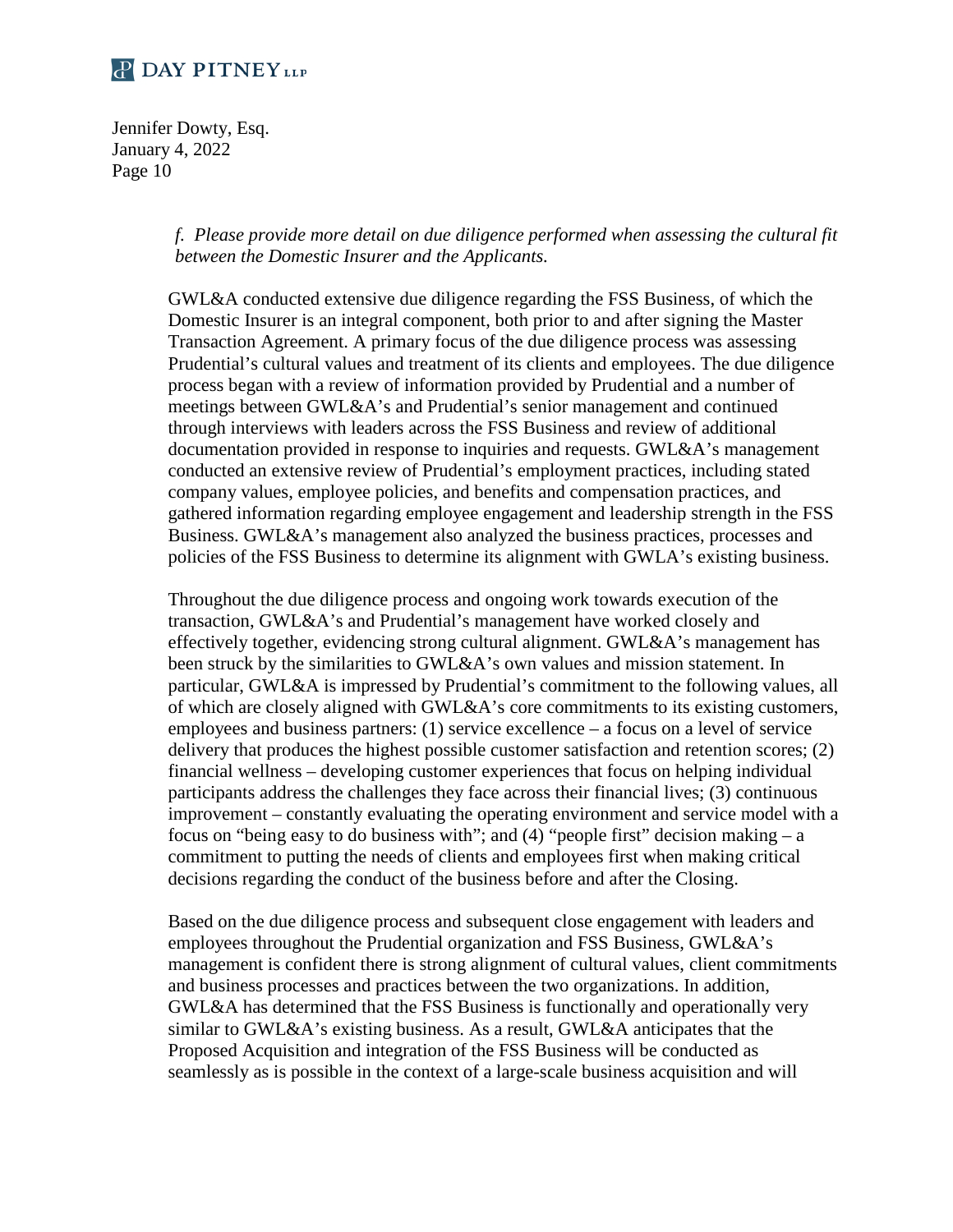*f. Please provide more detail on due diligence performed when assessing the cultural fit between the Domestic Insurer and the Applicants.*

GWL&A conducted extensive due diligence regarding the FSS Business, of which the Domestic Insurer is an integral component, both prior to and after signing the Master Transaction Agreement. A primary focus of the due diligence process was assessing Prudential's cultural values and treatment of its clients and employees. The due diligence process began with a review of information provided by Prudential and a number of meetings between GWL&A's and Prudential's senior management and continued through interviews with leaders across the FSS Business and review of additional documentation provided in response to inquiries and requests. GWL&A's management conducted an extensive review of Prudential's employment practices, including stated company values, employee policies, and benefits and compensation practices, and gathered information regarding employee engagement and leadership strength in the FSS Business. GWL&A's management also analyzed the business practices, processes and policies of the FSS Business to determine its alignment with GWLA's existing business.

Throughout the due diligence process and ongoing work towards execution of the transaction, GWL&A's and Prudential's management have worked closely and effectively together, evidencing strong cultural alignment. GWL&A's management has been struck by the similarities to GWL&A's own values and mission statement. In particular, GWL&A is impressed by Prudential's commitment to the following values, all of which are closely aligned with GWL&A's core commitments to its existing customers, employees and business partners: (1) service excellence – a focus on a level of service delivery that produces the highest possible customer satisfaction and retention scores; (2) financial wellness – developing customer experiences that focus on helping individual participants address the challenges they face across their financial lives; (3) continuous improvement – constantly evaluating the operating environment and service model with a focus on "being easy to do business with"; and (4) "people first" decision making – a commitment to putting the needs of clients and employees first when making critical decisions regarding the conduct of the business before and after the Closing.

Based on the due diligence process and subsequent close engagement with leaders and employees throughout the Prudential organization and FSS Business, GWL&A's management is confident there is strong alignment of cultural values, client commitments and business processes and practices between the two organizations. In addition, GWL&A has determined that the FSS Business is functionally and operationally very similar to GWL&A's existing business. As a result, GWL&A anticipates that the Proposed Acquisition and integration of the FSS Business will be conducted as seamlessly as is possible in the context of a large-scale business acquisition and will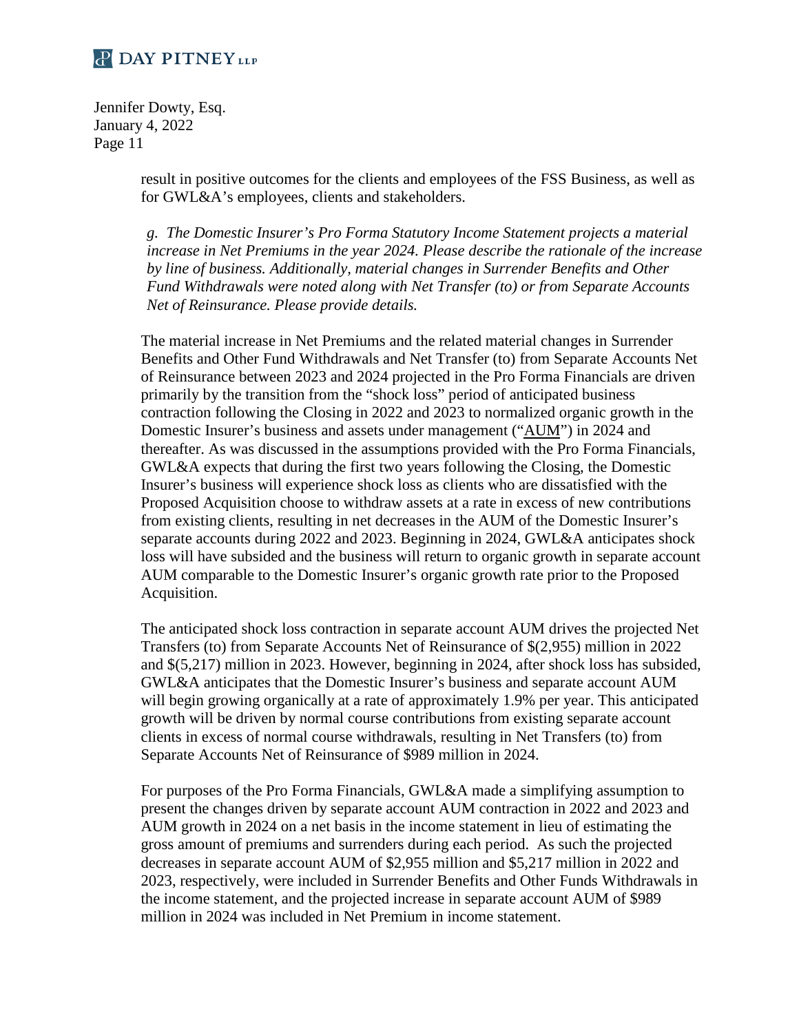result in positive outcomes for the clients and employees of the FSS Business, as well as for GWL&A's employees, clients and stakeholders.

*g. The Domestic Insurer's Pro Forma Statutory Income Statement projects a material increase in Net Premiums in the year 2024. Please describe the rationale of the increase by line of business. Additionally, material changes in Surrender Benefits and Other Fund Withdrawals were noted along with Net Transfer (to) or from Separate Accounts Net of Reinsurance. Please provide details.*

The material increase in Net Premiums and the related material changes in Surrender Benefits and Other Fund Withdrawals and Net Transfer (to) from Separate Accounts Net of Reinsurance between 2023 and 2024 projected in the Pro Forma Financials are driven primarily by the transition from the "shock loss" period of anticipated business contraction following the Closing in 2022 and 2023 to normalized organic growth in the Domestic Insurer's business and assets under management ("AUM") in 2024 and thereafter. As was discussed in the assumptions provided with the Pro Forma Financials, GWL&A expects that during the first two years following the Closing, the Domestic Insurer's business will experience shock loss as clients who are dissatisfied with the Proposed Acquisition choose to withdraw assets at a rate in excess of new contributions from existing clients, resulting in net decreases in the AUM of the Domestic Insurer's separate accounts during 2022 and 2023. Beginning in 2024, GWL&A anticipates shock loss will have subsided and the business will return to organic growth in separate account AUM comparable to the Domestic Insurer's organic growth rate prior to the Proposed Acquisition.

The anticipated shock loss contraction in separate account AUM drives the projected Net Transfers (to) from Separate Accounts Net of Reinsurance of $(2,955) million in 2022 and $(5,217) million in 2023. However, beginning in 2024, after shock loss has subsided, GWL&A anticipates that the Domestic Insurer's business and separate account AUM will begin growing organically at a rate of approximately 1.9% per year. This anticipated growth will be driven by normal course contributions from existing separate account clients in excess of normal course withdrawals, resulting in Net Transfers (to) from Separate Accounts Net of Reinsurance of $989 million in 2024.

For purposes of the Pro Forma Financials, GWL&A made a simplifying assumption to present the changes driven by separate account AUM contraction in 2022 and 2023 and AUM growth in 2024 on a net basis in the income statement in lieu of estimating the gross amount of premiums and surrenders during each period. As such the projected decreases in separate account AUM of $2,955 million and $5,217 million in 2022 and 2023, respectively, were included in Surrender Benefits and Other Funds Withdrawals in the income statement, and the projected increase in separate account AUM of $989 million in 2024 was included in Net Premium in income statement.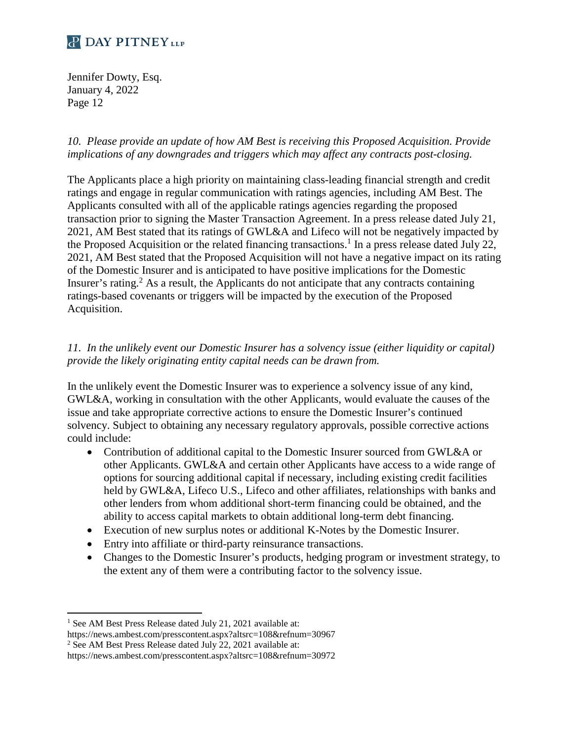*10. Please provide an update of how AM Best is receiving this Proposed Acquisition. Provide implications of any downgrades and triggers which may affect any contracts post-closing.*

The Applicants place a high priority on maintaining class-leading financial strength and credit ratings and engage in regular communication with ratings agencies, including AM Best. The Applicants consulted with all of the applicable ratings agencies regarding the proposed transaction prior to signing the Master Transaction Agreement. In a press release dated July 21, 2021, AM Best stated that its ratings of GWL&A and Lifeco will not be negatively impacted by the Proposed Acquisition or the related financing transactions.[1] In a press release dated July 22, 2021, AM Best stated that the Proposed Acquisition will not have a negative impact on its rating of the Domestic Insurer and is anticipated to have positive implications for the Domestic Insurer's rating.[2] As a result, the Applicants do not anticipate that any contracts containing ratings-based covenants or triggers will be impacted by the execution of the Proposed Acquisition.

*11. In the unlikely event our Domestic Insurer has a solvency issue (either liquidity or capital) provide the likely originating entity capital needs can be drawn from.*

In the unlikely event the Domestic Insurer was to experience a solvency issue of any kind, GWL&A, working in consultation with the other Applicants, would evaluate the causes of the issue and take appropriate corrective actions to ensure the Domestic Insurer's continued solvency. Subject to obtaining any necessary regulatory approvals, possible corrective actions could include:

- Contribution of additional capital to the Domestic Insurer sourced from GWL&A or other Applicants. GWL&A and certain other Applicants have access to a wide range of options for sourcing additional capital if necessary, including existing credit facilities held by GWL&A, Lifeco U.S., Lifeco and other affiliates, relationships with banks and other lenders from whom additional short-term financing could be obtained, and the ability to access capital markets to obtain additional long-term debt financing.
- Execution of new surplus notes or additional K-Notes by the Domestic Insurer.
- Entry into affiliate or third-party reinsurance transactions.
- Changes to the Domestic Insurer's products, hedging program or investment strategy, to the extent any of them were a contributing factor to the solvency issue.

[1] See AM Best Press Release dated July 21, 2021 available at: https://news.ambest.com/presscontent.aspx?altsrc=108&refnum=30967

[2] See AM Best Press Release dated July 22, 2021 available at: https://news.ambest.com/presscontent.aspx?altsrc=108&refnum=30972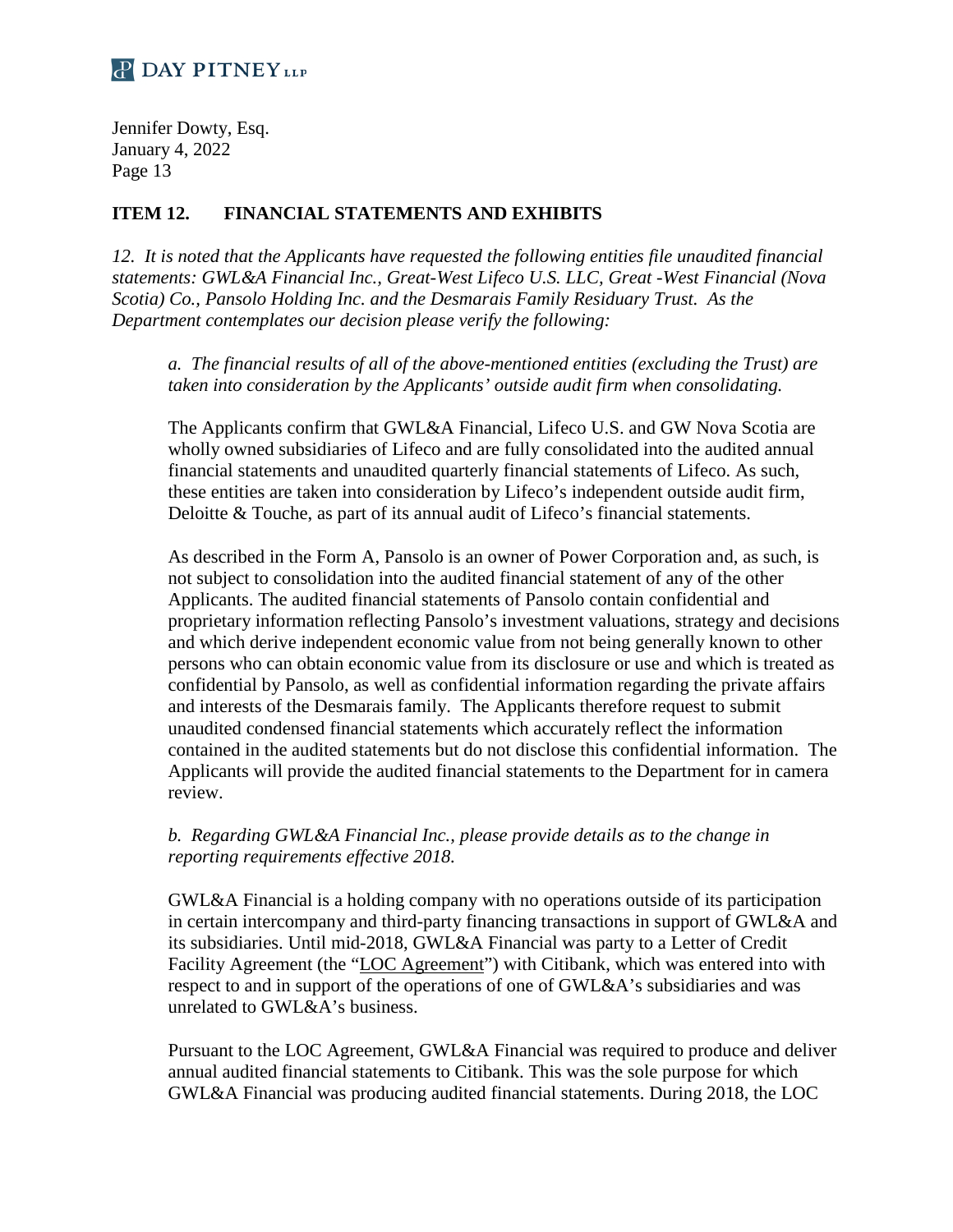## ITEM 12. FINANCIAL STATEMENTS AND EXHIBITS

*12. It is noted that the Applicants have requested the following entities file unaudited financial statements: GWL&A Financial Inc., Great-West Lifeco U.S. LLC, Great -West Financial (Nova Scotia) Co., Pansolo Holding Inc. and the Desmarais Family Residuary Trust. As the Department contemplates our decision please verify the following:*

*a. The financial results of all of the above-mentioned entities (excluding the Trust) are taken into consideration by the Applicants' outside audit firm when consolidating.*

The Applicants confirm that GWL&A Financial, Lifeco U.S. and GW Nova Scotia are wholly owned subsidiaries of Lifeco and are fully consolidated into the audited annual financial statements and unaudited quarterly financial statements of Lifeco. As such, these entities are taken into consideration by Lifeco's independent outside audit firm, Deloitte & Touche, as part of its annual audit of Lifeco's financial statements.

As described in the Form A, Pansolo is an owner of Power Corporation and, as such, is not subject to consolidation into the audited financial statement of any of the other Applicants. The audited financial statements of Pansolo contain confidential and proprietary information reflecting Pansolo's investment valuations, strategy and decisions and which derive independent economic value from not being generally known to other persons who can obtain economic value from its disclosure or use and which is treated as confidential by Pansolo, as well as confidential information regarding the private affairs and interests of the Desmarais family. The Applicants therefore request to submit unaudited condensed financial statements which accurately reflect the information contained in the audited statements but do not disclose this confidential information. The Applicants will provide the audited financial statements to the Department for in camera review.

*b. Regarding GWL&A Financial Inc., please provide details as to the change in reporting requirements effective 2018.*

GWL&A Financial is a holding company with no operations outside of its participation in certain intercompany and third-party financing transactions in support of GWL&A and its subsidiaries. Until mid-2018, GWL&A Financial was party to a Letter of Credit Facility Agreement (the "LOC Agreement") with Citibank, which was entered into with respect to and in support of the operations of one of GWL&A's subsidiaries and was unrelated to GWL&A's business.

Pursuant to the LOC Agreement, GWL&A Financial was required to produce and deliver annual audited financial statements to Citibank. This was the sole purpose for which GWL&A Financial was producing audited financial statements. During 2018, the LOC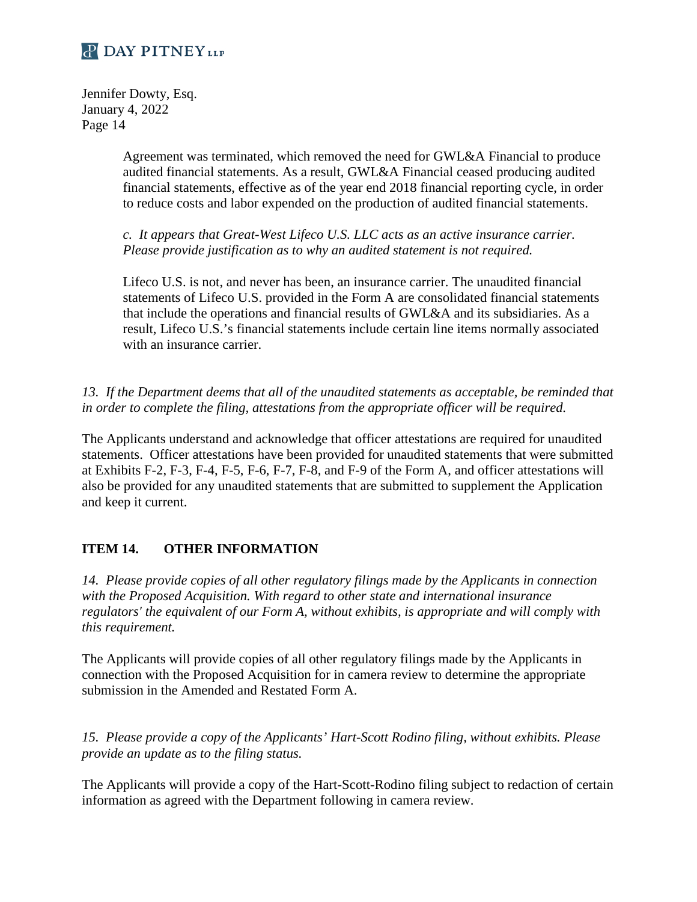Agreement was terminated, which removed the need for GWL&A Financial to produce audited financial statements. As a result, GWL&A Financial ceased producing audited financial statements, effective as of the year end 2018 financial reporting cycle, in order to reduce costs and labor expended on the production of audited financial statements.

*c. It appears that Great-West Lifeco U.S. LLC acts as an active insurance carrier. Please provide justification as to why an audited statement is not required.*

Lifeco U.S. is not, and never has been, an insurance carrier. The unaudited financial statements of Lifeco U.S. provided in the Form A are consolidated financial statements that include the operations and financial results of GWL&A and its subsidiaries. As a result, Lifeco U.S.'s financial statements include certain line items normally associated with an insurance carrier.

*13. If the Department deems that all of the unaudited statements as acceptable, be reminded that in order to complete the filing, attestations from the appropriate officer will be required.*

The Applicants understand and acknowledge that officer attestations are required for unaudited statements. Officer attestations have been provided for unaudited statements that were submitted at Exhibits F-2, F-3, F-4, F-5, F-6, F-7, F-8, and F-9 of the Form A, and officer attestations will also be provided for any unaudited statements that are submitted to supplement the Application and keep it current.

## ITEM 14. OTHER INFORMATION

*14. Please provide copies of all other regulatory filings made by the Applicants in connection with the Proposed Acquisition. With regard to other state and international insurance regulators' the equivalent of our Form A, without exhibits, is appropriate and will comply with this requirement.*

The Applicants will provide copies of all other regulatory filings made by the Applicants in connection with the Proposed Acquisition for in camera review to determine the appropriate submission in the Amended and Restated Form A.

*15. Please provide a copy of the Applicants' Hart-Scott Rodino filing, without exhibits. Please provide an update as to the filing status.*

The Applicants will provide a copy of the Hart-Scott-Rodino filing subject to redaction of certain information as agreed with the Department following in camera review.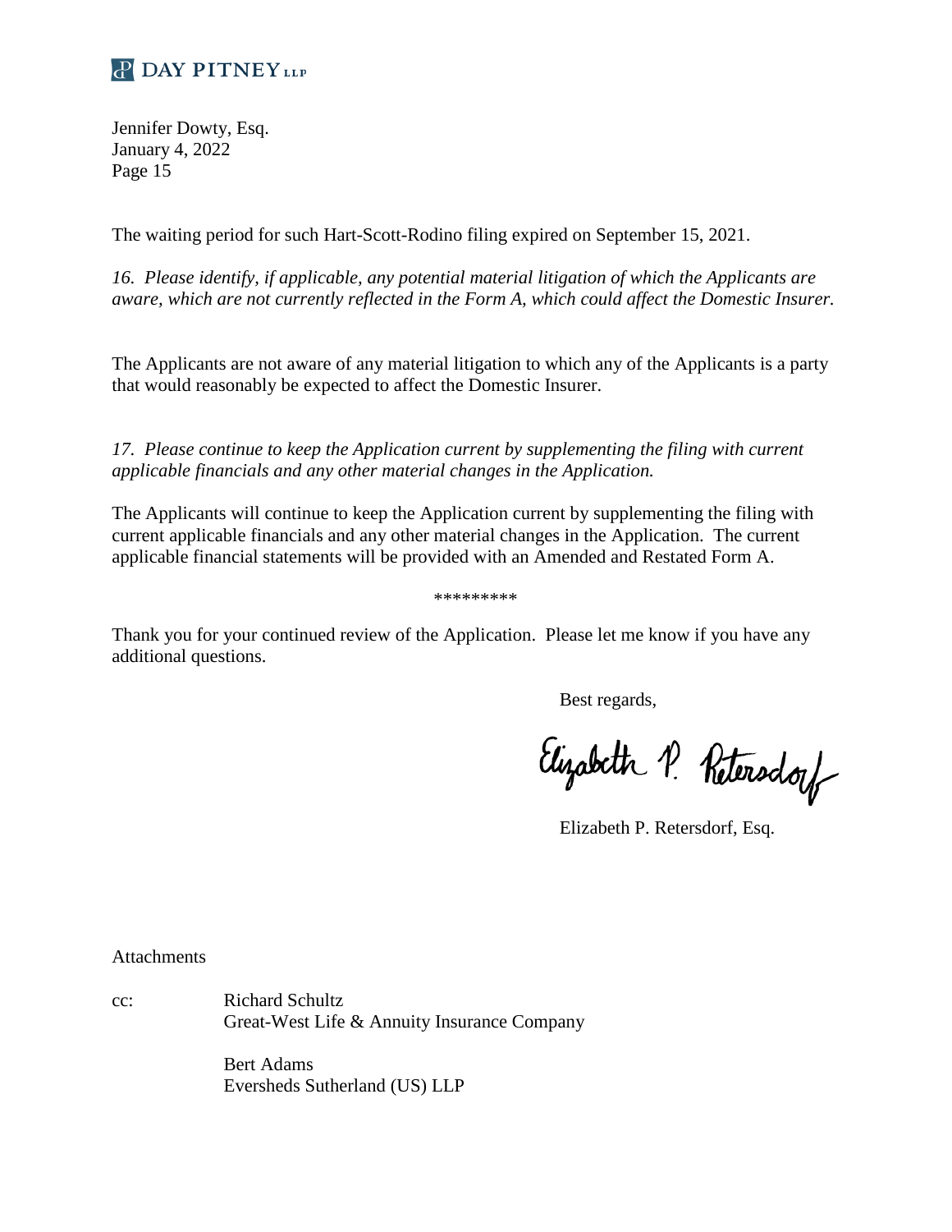The waiting period for such Hart-Scott-Rodino filing expired on September 15, 2021.

*16. Please identify, if applicable, any potential material litigation of which the Applicants are aware, which are not currently reflected in the Form A, which could affect the Domestic Insurer.*

The Applicants are not aware of any material litigation to which any of the Applicants is a party that would reasonably be expected to affect the Domestic Insurer.

*17. Please continue to keep the Application current by supplementing the filing with current applicable financials and any other material changes in the Application.*

The Applicants will continue to keep the Application current by supplementing the filing with current applicable financials and any other material changes in the Application. The current applicable financial statements will be provided with an Amended and Restated Form A.

*********

Thank you for your continued review of the Application. Please let me know if you have any additional questions.

Best regards,

Elizabeth P. Retersdorf

Elizabeth P. Retersdorf, Esq.

Attachments

cc: Richard Schultz
Great-West Life & Annuity Insurance Company

Bert Adams
Eversheds Sutherland (US) LLP